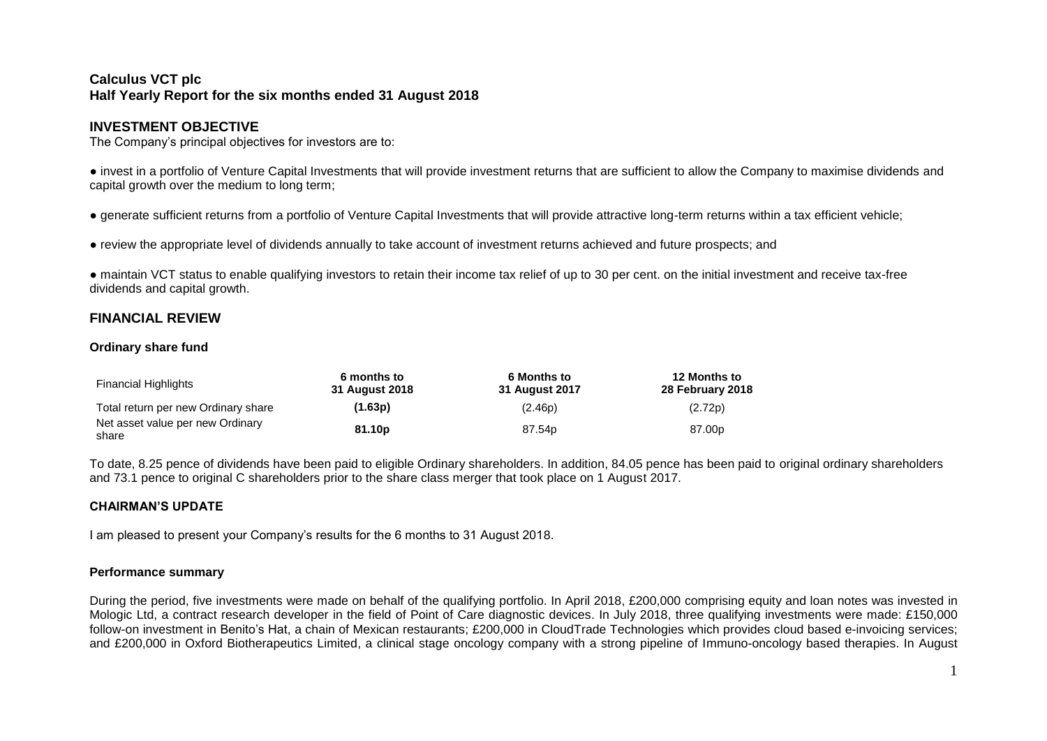# Calculus VCT plc
## Half Yearly Report for the six months ended 31 August 2018

## INVESTMENT OBJECTIVE

The Company's principal objectives for investors are to:

- invest in a portfolio of Venture Capital Investments that will provide investment returns that are sufficient to allow the Company to maximise dividends and capital growth over the medium to long term;
- generate sufficient returns from a portfolio of Venture Capital Investments that will provide attractive long-term returns within a tax efficient vehicle;
- review the appropriate level of dividends annually to take account of investment returns achieved and future prospects; and
- maintain VCT status to enable qualifying investors to retain their income tax relief of up to 30 per cent. on the initial investment and receive tax-free dividends and capital growth.

## FINANCIAL REVIEW

### Ordinary share fund

| Financial Highlights | 6 months to 31 August 2018 | 6 Months to 31 August 2017 | 12 Months to 28 February 2018 |
|---|---|---|---|
| Total return per new Ordinary share | **(1.63p)** | (2.46p) | (2.72p) |
| Net asset value per new Ordinary share | **81.10p** | 87.54p | 87.00p |

To date, 8.25 pence of dividends have been paid to eligible Ordinary shareholders. In addition, 84.05 pence has been paid to original ordinary shareholders and 73.1 pence to original C shareholders prior to the share class merger that took place on 1 August 2017.

### CHAIRMAN'S UPDATE

I am pleased to present your Company's results for the 6 months to 31 August 2018.

#### Performance summary

During the period, five investments were made on behalf of the qualifying portfolio. In April 2018, £200,000 comprising equity and loan notes was invested in Mologic Ltd, a contract research developer in the field of Point of Care diagnostic devices. In July 2018, three qualifying investments were made: £150,000 follow-on investment in Benito's Hat, a chain of Mexican restaurants; £200,000 in CloudTrade Technologies which provides cloud based e-invoicing services; and £200,000 in Oxford Biotherapeutics Limited, a clinical stage oncology company with a strong pipeline of Immuno-oncology based therapies. In August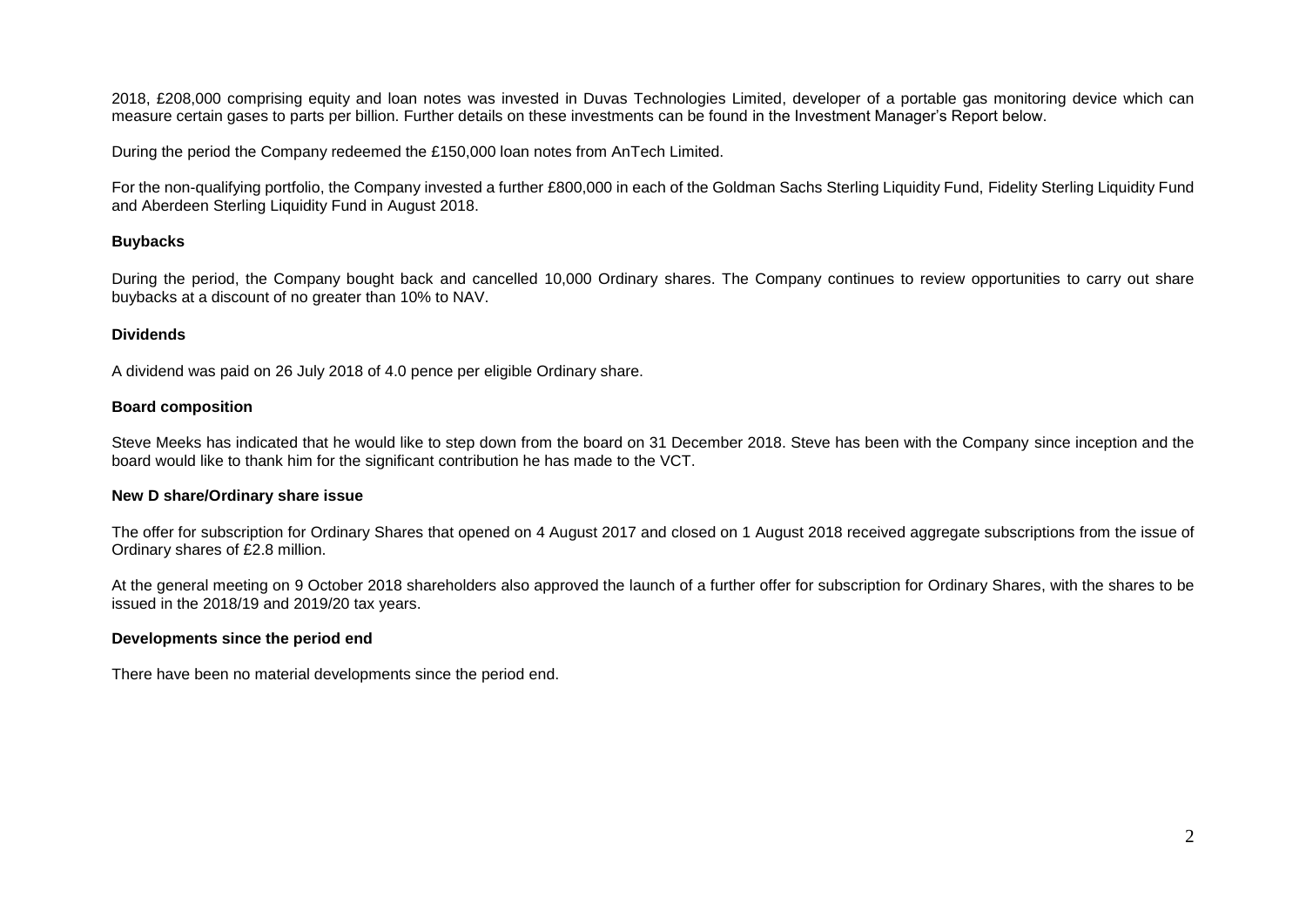2018, £208,000 comprising equity and loan notes was invested in Duvas Technologies Limited, developer of a portable gas monitoring device which can measure certain gases to parts per billion. Further details on these investments can be found in the Investment Manager's Report below.

During the period the Company redeemed the £150,000 loan notes from AnTech Limited.

For the non-qualifying portfolio, the Company invested a further £800,000 in each of the Goldman Sachs Sterling Liquidity Fund, Fidelity Sterling Liquidity Fund and Aberdeen Sterling Liquidity Fund in August 2018.

**Buybacks**

During the period, the Company bought back and cancelled 10,000 Ordinary shares. The Company continues to review opportunities to carry out share buybacks at a discount of no greater than 10% to NAV.

**Dividends**

A dividend was paid on 26 July 2018 of 4.0 pence per eligible Ordinary share.

**Board composition**

Steve Meeks has indicated that he would like to step down from the board on 31 December 2018. Steve has been with the Company since inception and the board would like to thank him for the significant contribution he has made to the VCT.

**New D share/Ordinary share issue**

The offer for subscription for Ordinary Shares that opened on 4 August 2017 and closed on 1 August 2018 received aggregate subscriptions from the issue of Ordinary shares of £2.8 million.

At the general meeting on 9 October 2018 shareholders also approved the launch of a further offer for subscription for Ordinary Shares, with the shares to be issued in the 2018/19 and 2019/20 tax years.

**Developments since the period end**

There have been no material developments since the period end.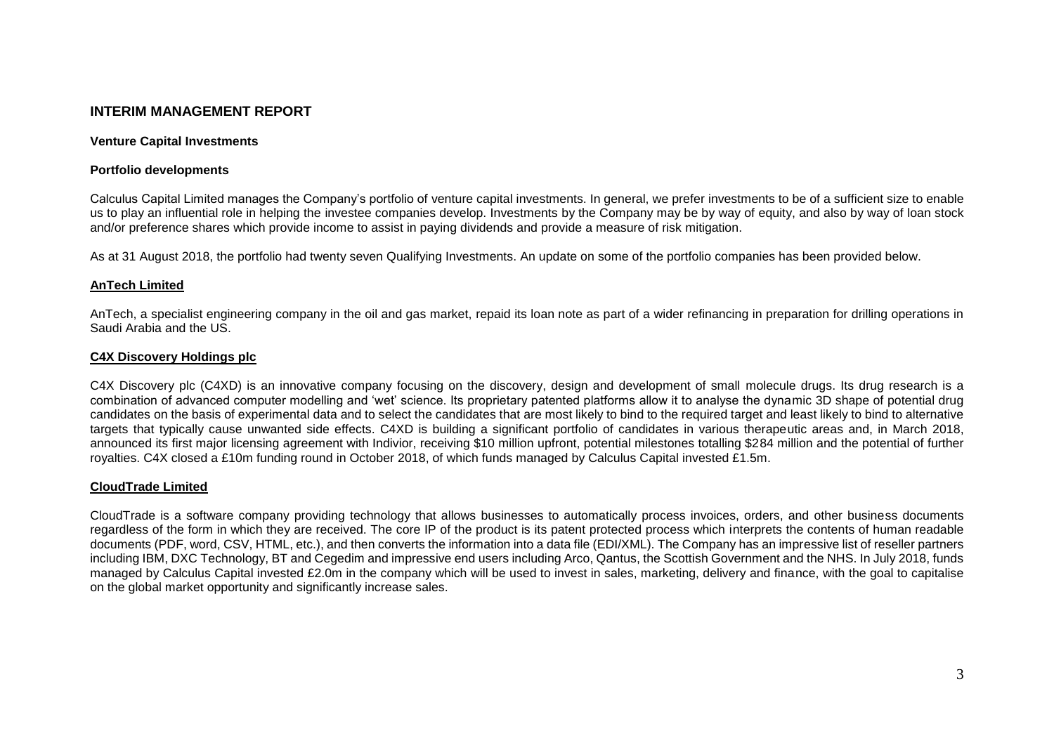## INTERIM MANAGEMENT REPORT

### Venture Capital Investments

### Portfolio developments

Calculus Capital Limited manages the Company's portfolio of venture capital investments. In general, we prefer investments to be of a sufficient size to enable us to play an influential role in helping the investee companies develop. Investments by the Company may be by way of equity, and also by way of loan stock and/or preference shares which provide income to assist in paying dividends and provide a measure of risk mitigation.

As at 31 August 2018, the portfolio had twenty seven Qualifying Investments. An update on some of the portfolio companies has been provided below.

**AnTech Limited**

AnTech, a specialist engineering company in the oil and gas market, repaid its loan note as part of a wider refinancing in preparation for drilling operations in Saudi Arabia and the US.

**C4X Discovery Holdings plc**

C4X Discovery plc (C4XD) is an innovative company focusing on the discovery, design and development of small molecule drugs. Its drug research is a combination of advanced computer modelling and 'wet' science. Its proprietary patented platforms allow it to analyse the dynamic 3D shape of potential drug candidates on the basis of experimental data and to select the candidates that are most likely to bind to the required target and least likely to bind to alternative targets that typically cause unwanted side effects. C4XD is building a significant portfolio of candidates in various therapeutic areas and, in March 2018, announced its first major licensing agreement with Indivior, receiving $10 million upfront, potential milestones totalling $284 million and the potential of further royalties. C4X closed a £10m funding round in October 2018, of which funds managed by Calculus Capital invested £1.5m.

**CloudTrade Limited**

CloudTrade is a software company providing technology that allows businesses to automatically process invoices, orders, and other business documents regardless of the form in which they are received. The core IP of the product is its patent protected process which interprets the contents of human readable documents (PDF, word, CSV, HTML, etc.), and then converts the information into a data file (EDI/XML). The Company has an impressive list of reseller partners including IBM, DXC Technology, BT and Cegedim and impressive end users including Arco, Qantus, the Scottish Government and the NHS. In July 2018, funds managed by Calculus Capital invested £2.0m in the company which will be used to invest in sales, marketing, delivery and finance, with the goal to capitalise on the global market opportunity and significantly increase sales.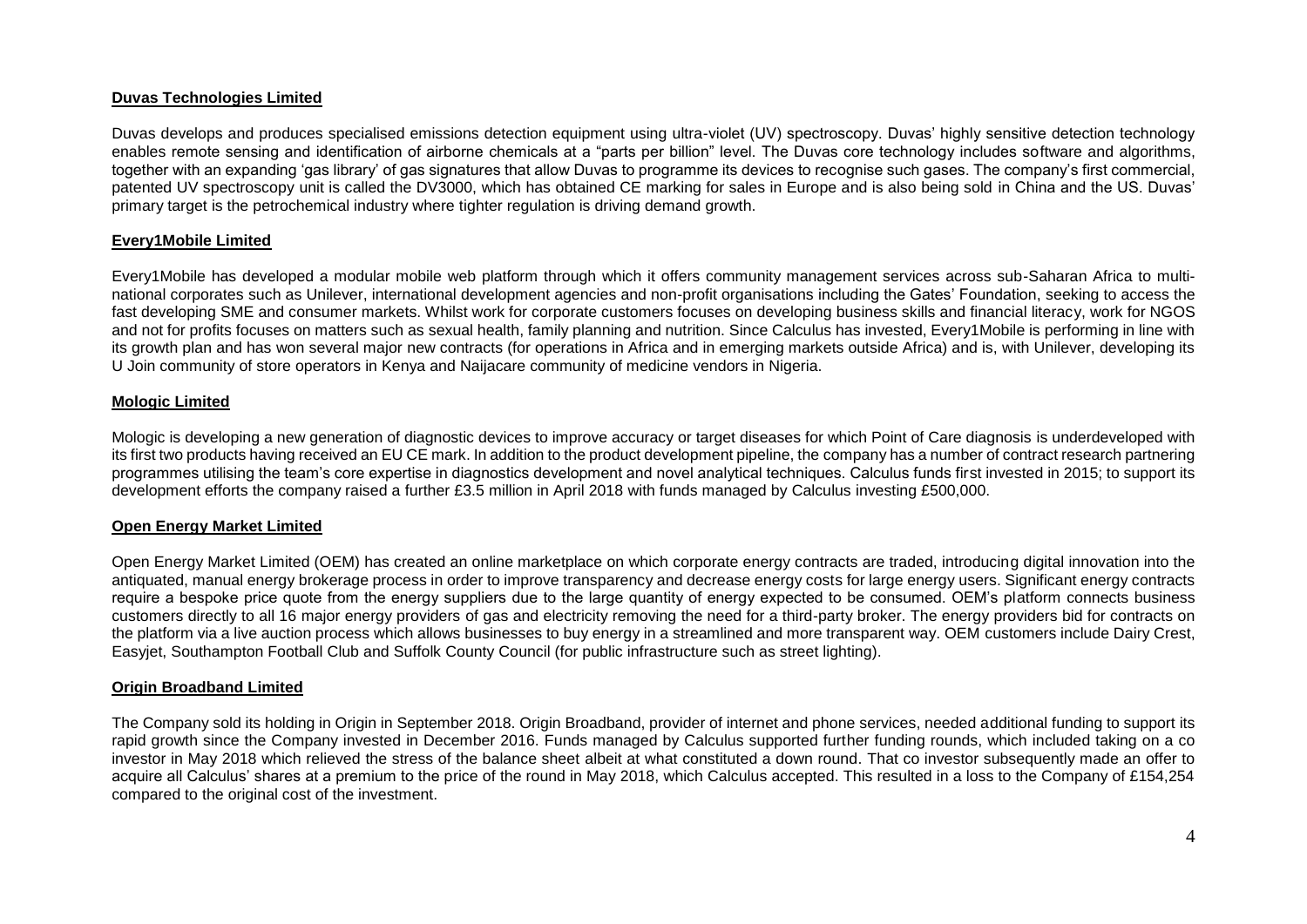**Duvas Technologies Limited**

Duvas develops and produces specialised emissions detection equipment using ultra-violet (UV) spectroscopy. Duvas' highly sensitive detection technology enables remote sensing and identification of airborne chemicals at a "parts per billion" level. The Duvas core technology includes software and algorithms, together with an expanding 'gas library' of gas signatures that allow Duvas to programme its devices to recognise such gases. The company's first commercial, patented UV spectroscopy unit is called the DV3000, which has obtained CE marking for sales in Europe and is also being sold in China and the US. Duvas' primary target is the petrochemical industry where tighter regulation is driving demand growth.

**Every1Mobile Limited**

Every1Mobile has developed a modular mobile web platform through which it offers community management services across sub-Saharan Africa to multi-national corporates such as Unilever, international development agencies and non-profit organisations including the Gates' Foundation, seeking to access the fast developing SME and consumer markets. Whilst work for corporate customers focuses on developing business skills and financial literacy, work for NGOS and not for profits focuses on matters such as sexual health, family planning and nutrition. Since Calculus has invested, Every1Mobile is performing in line with its growth plan and has won several major new contracts (for operations in Africa and in emerging markets outside Africa) and is, with Unilever, developing its U Join community of store operators in Kenya and Naijacare community of medicine vendors in Nigeria.

**Mologic Limited**

Mologic is developing a new generation of diagnostic devices to improve accuracy or target diseases for which Point of Care diagnosis is underdeveloped with its first two products having received an EU CE mark. In addition to the product development pipeline, the company has a number of contract research partnering programmes utilising the team's core expertise in diagnostics development and novel analytical techniques. Calculus funds first invested in 2015; to support its development efforts the company raised a further £3.5 million in April 2018 with funds managed by Calculus investing £500,000.

**Open Energy Market Limited**

Open Energy Market Limited (OEM) has created an online marketplace on which corporate energy contracts are traded, introducing digital innovation into the antiquated, manual energy brokerage process in order to improve transparency and decrease energy costs for large energy users. Significant energy contracts require a bespoke price quote from the energy suppliers due to the large quantity of energy expected to be consumed. OEM's platform connects business customers directly to all 16 major energy providers of gas and electricity removing the need for a third-party broker. The energy providers bid for contracts on the platform via a live auction process which allows businesses to buy energy in a streamlined and more transparent way. OEM customers include Dairy Crest, Easyjet, Southampton Football Club and Suffolk County Council (for public infrastructure such as street lighting).

**Origin Broadband Limited**

The Company sold its holding in Origin in September 2018. Origin Broadband, provider of internet and phone services, needed additional funding to support its rapid growth since the Company invested in December 2016. Funds managed by Calculus supported further funding rounds, which included taking on a co investor in May 2018 which relieved the stress of the balance sheet albeit at what constituted a down round. That co investor subsequently made an offer to acquire all Calculus' shares at a premium to the price of the round in May 2018, which Calculus accepted. This resulted in a loss to the Company of £154,254 compared to the original cost of the investment.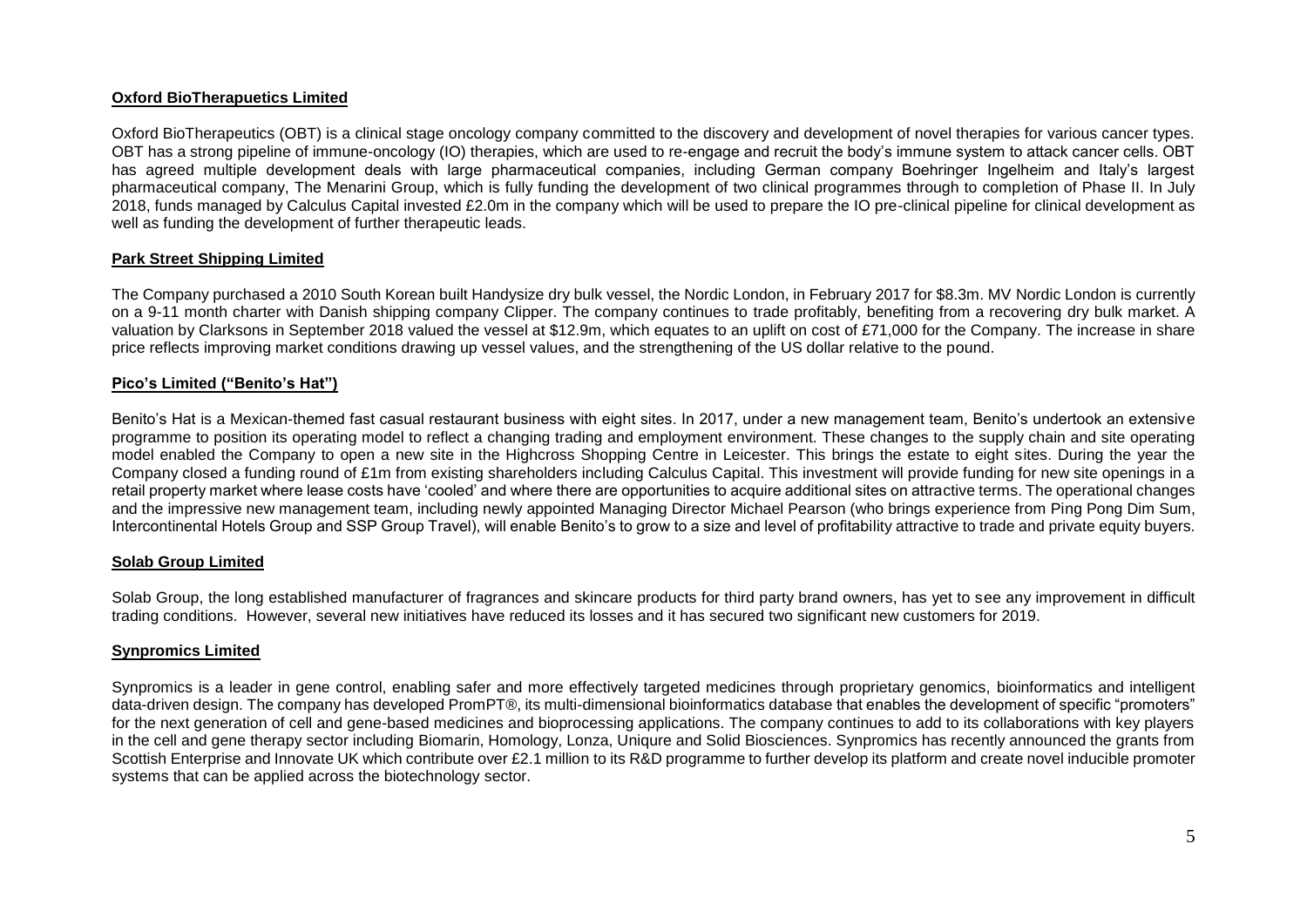**Oxford BioTherapuetics Limited**

Oxford BioTherapeutics (OBT) is a clinical stage oncology company committed to the discovery and development of novel therapies for various cancer types. OBT has a strong pipeline of immune-oncology (IO) therapies, which are used to re-engage and recruit the body's immune system to attack cancer cells. OBT has agreed multiple development deals with large pharmaceutical companies, including German company Boehringer Ingelheim and Italy's largest pharmaceutical company, The Menarini Group, which is fully funding the development of two clinical programmes through to completion of Phase II. In July 2018, funds managed by Calculus Capital invested £2.0m in the company which will be used to prepare the IO pre-clinical pipeline for clinical development as well as funding the development of further therapeutic leads.

**Park Street Shipping Limited**

The Company purchased a 2010 South Korean built Handysize dry bulk vessel, the Nordic London, in February 2017 for $8.3m. MV Nordic London is currently on a 9-11 month charter with Danish shipping company Clipper. The company continues to trade profitably, benefiting from a recovering dry bulk market. A valuation by Clarksons in September 2018 valued the vessel at $12.9m, which equates to an uplift on cost of £71,000 for the Company. The increase in share price reflects improving market conditions drawing up vessel values, and the strengthening of the US dollar relative to the pound.

**Pico's Limited ("Benito's Hat")**

Benito's Hat is a Mexican-themed fast casual restaurant business with eight sites. In 2017, under a new management team, Benito's undertook an extensive programme to position its operating model to reflect a changing trading and employment environment. These changes to the supply chain and site operating model enabled the Company to open a new site in the Highcross Shopping Centre in Leicester. This brings the estate to eight sites. During the year the Company closed a funding round of £1m from existing shareholders including Calculus Capital. This investment will provide funding for new site openings in a retail property market where lease costs have 'cooled' and where there are opportunities to acquire additional sites on attractive terms. The operational changes and the impressive new management team, including newly appointed Managing Director Michael Pearson (who brings experience from Ping Pong Dim Sum, Intercontinental Hotels Group and SSP Group Travel), will enable Benito's to grow to a size and level of profitability attractive to trade and private equity buyers.

**Solab Group Limited**

Solab Group, the long established manufacturer of fragrances and skincare products for third party brand owners, has yet to see any improvement in difficult trading conditions. However, several new initiatives have reduced its losses and it has secured two significant new customers for 2019.

**Synpromics Limited**

Synpromics is a leader in gene control, enabling safer and more effectively targeted medicines through proprietary genomics, bioinformatics and intelligent data-driven design. The company has developed PromPT®, its multi-dimensional bioinformatics database that enables the development of specific "promoters" for the next generation of cell and gene-based medicines and bioprocessing applications. The company continues to add to its collaborations with key players in the cell and gene therapy sector including Biomarin, Homology, Lonza, Uniqure and Solid Biosciences. Synpromics has recently announced the grants from Scottish Enterprise and Innovate UK which contribute over £2.1 million to its R&D programme to further develop its platform and create novel inducible promoter systems that can be applied across the biotechnology sector.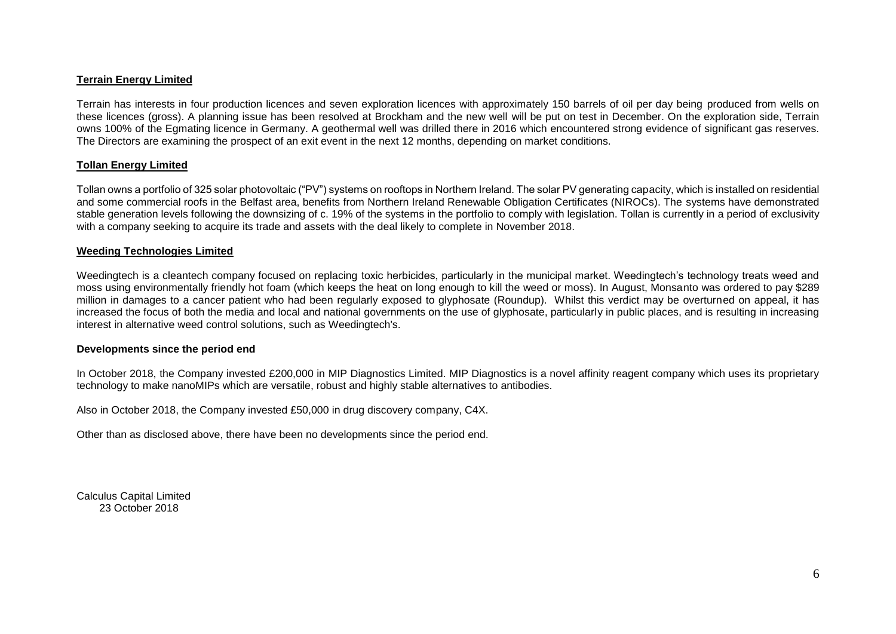**Terrain Energy Limited**

Terrain has interests in four production licences and seven exploration licences with approximately 150 barrels of oil per day being produced from wells on these licences (gross). A planning issue has been resolved at Brockham and the new well will be put on test in December. On the exploration side, Terrain owns 100% of the Egmating licence in Germany. A geothermal well was drilled there in 2016 which encountered strong evidence of significant gas reserves. The Directors are examining the prospect of an exit event in the next 12 months, depending on market conditions.

**Tollan Energy Limited**

Tollan owns a portfolio of 325 solar photovoltaic ("PV") systems on rooftops in Northern Ireland. The solar PV generating capacity, which is installed on residential and some commercial roofs in the Belfast area, benefits from Northern Ireland Renewable Obligation Certificates (NIROCs). The systems have demonstrated stable generation levels following the downsizing of c. 19% of the systems in the portfolio to comply with legislation. Tollan is currently in a period of exclusivity with a company seeking to acquire its trade and assets with the deal likely to complete in November 2018.

**Weeding Technologies Limited**

Weedingtech is a cleantech company focused on replacing toxic herbicides, particularly in the municipal market. Weedingtech's technology treats weed and moss using environmentally friendly hot foam (which keeps the heat on long enough to kill the weed or moss). In August, Monsanto was ordered to pay $289 million in damages to a cancer patient who had been regularly exposed to glyphosate (Roundup). Whilst this verdict may be overturned on appeal, it has increased the focus of both the media and local and national governments on the use of glyphosate, particularly in public places, and is resulting in increasing interest in alternative weed control solutions, such as Weedingtech's.

**Developments since the period end**

In October 2018, the Company invested £200,000 in MIP Diagnostics Limited. MIP Diagnostics is a novel affinity reagent company which uses its proprietary technology to make nanoMIPs which are versatile, robust and highly stable alternatives to antibodies.

Also in October 2018, the Company invested £50,000 in drug discovery company, C4X.

Other than as disclosed above, there have been no developments since the period end.

Calculus Capital Limited
23 October 2018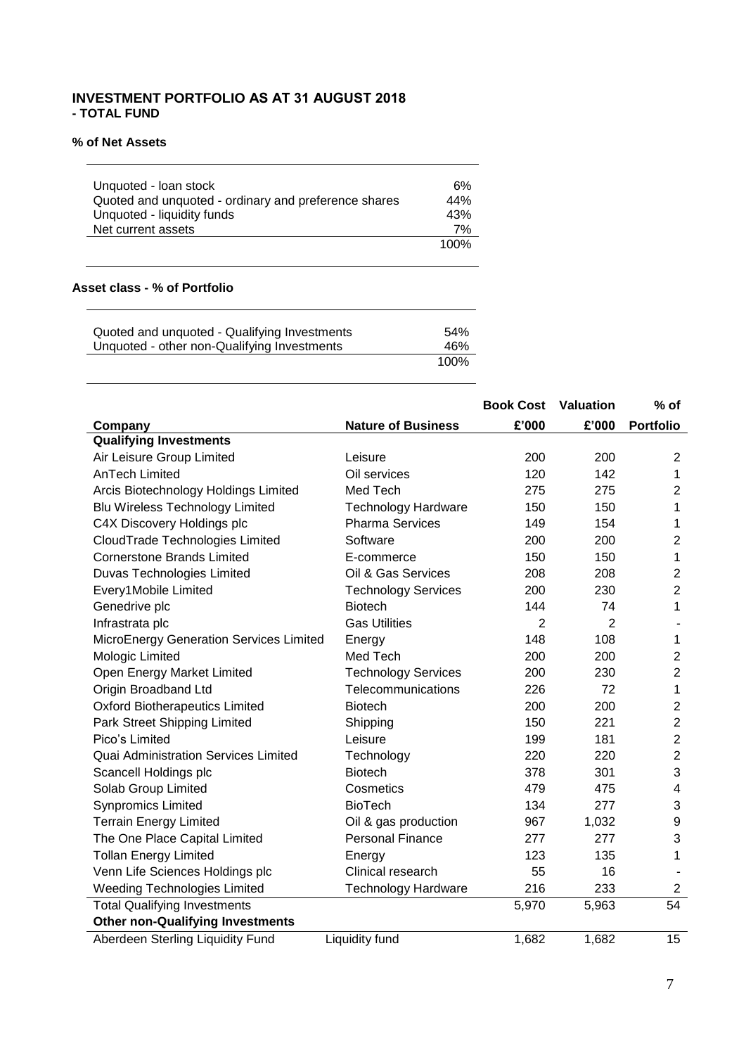# INVESTMENT PORTFOLIO AS AT 31 AUGUST 2018
## - TOTAL FUND

### % of Net Assets

| | |
|---|---|
| Unquoted - loan stock | 6% |
| Quoted and unquoted - ordinary and preference shares | 44% |
| Unquoted - liquidity funds | 43% |
| Net current assets | 7% |
| | 100% |

### Asset class - % of Portfolio

| | |
|---|---|
| Quoted and unquoted - Qualifying Investments | 54% |
| Unquoted - other non-Qualifying Investments | 46% |
| | 100% |

| Company | Nature of Business | Book Cost £'000 | Valuation £'000 | % of Portfolio |
|---|---|---|---|---|
| **Qualifying Investments** | | | | |
| Air Leisure Group Limited | Leisure | 200 | 200 | 2 |
| AnTech Limited | Oil services | 120 | 142 | 1 |
| Arcis Biotechnology Holdings Limited | Med Tech | 275 | 275 | 2 |
| Blu Wireless Technology Limited | Technology Hardware | 150 | 150 | 1 |
| C4X Discovery Holdings plc | Pharma Services | 149 | 154 | 1 |
| CloudTrade Technologies Limited | Software | 200 | 200 | 2 |
| Cornerstone Brands Limited | E-commerce | 150 | 150 | 1 |
| Duvas Technologies Limited | Oil & Gas Services | 208 | 208 | 2 |
| Every1Mobile Limited | Technology Services | 200 | 230 | 2 |
| Genedrive plc | Biotech | 144 | 74 | 1 |
| Infrastrata plc | Gas Utilities | 2 | 2 | - |
| MicroEnergy Generation Services Limited | Energy | 148 | 108 | 1 |
| Mologic Limited | Med Tech | 200 | 200 | 2 |
| Open Energy Market Limited | Technology Services | 200 | 230 | 2 |
| Origin Broadband Ltd | Telecommunications | 226 | 72 | 1 |
| Oxford Biotherapeutics Limited | Biotech | 200 | 200 | 2 |
| Park Street Shipping Limited | Shipping | 150 | 221 | 2 |
| Pico's Limited | Leisure | 199 | 181 | 2 |
| Quai Administration Services Limited | Technology | 220 | 220 | 2 |
| Scancell Holdings plc | Biotech | 378 | 301 | 3 |
| Solab Group Limited | Cosmetics | 479 | 475 | 4 |
| Synpromics Limited | BioTech | 134 | 277 | 3 |
| Terrain Energy Limited | Oil & gas production | 967 | 1,032 | 9 |
| The One Place Capital Limited | Personal Finance | 277 | 277 | 3 |
| Tollan Energy Limited | Energy | 123 | 135 | 1 |
| Venn Life Sciences Holdings plc | Clinical research | 55 | 16 | - |
| Weeding Technologies Limited | Technology Hardware | 216 | 233 | 2 |
| Total Qualifying Investments | | 5,970 | 5,963 | 54 |
| **Other non-Qualifying Investments** | | | | |
| Aberdeen Sterling Liquidity Fund | Liquidity fund | 1,682 | 1,682 | 15 |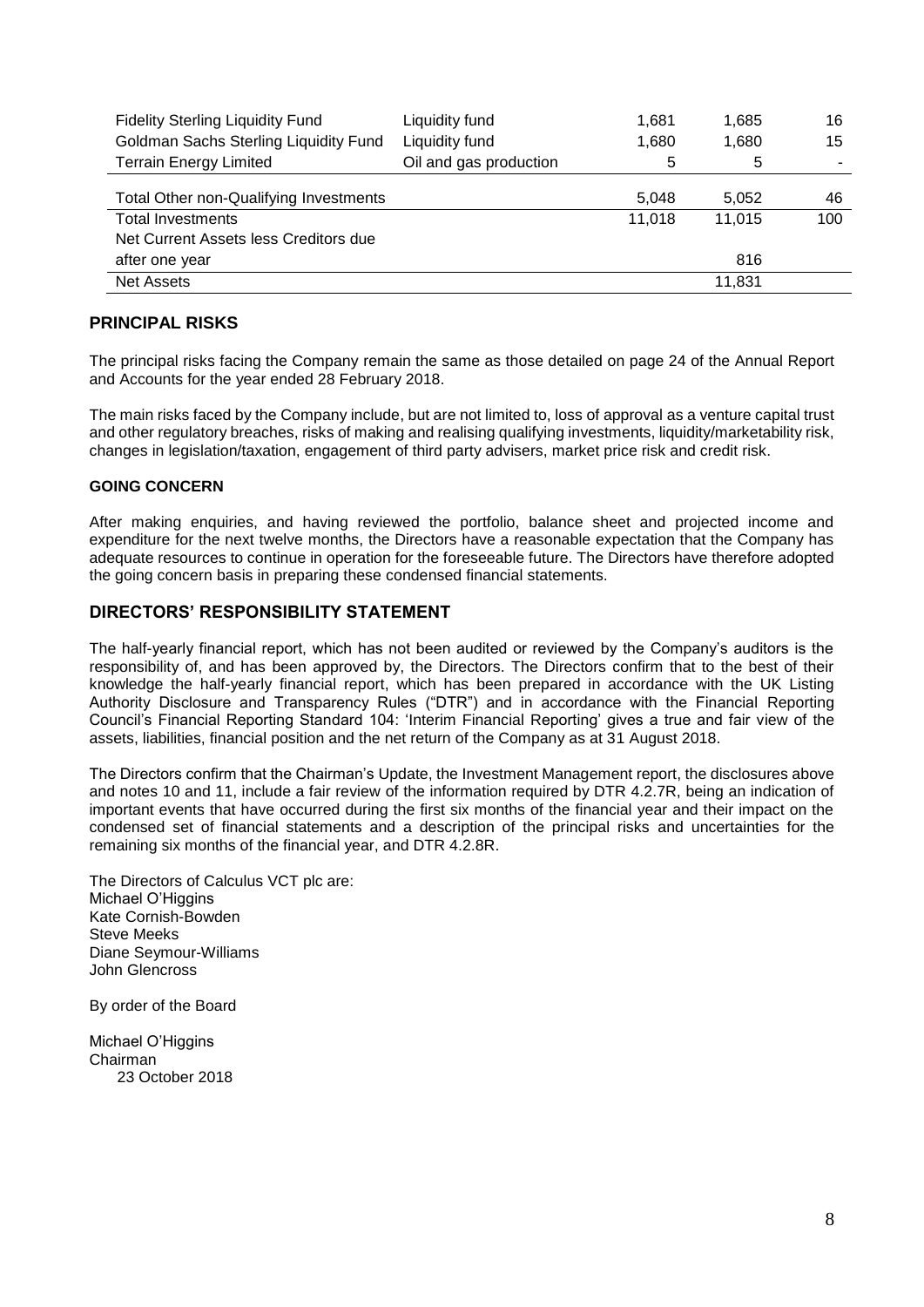| | | | | |
|---|---|---|---|---|
| Fidelity Sterling Liquidity Fund | Liquidity fund | 1,681 | 1,685 | 16 |
| Goldman Sachs Sterling Liquidity Fund | Liquidity fund | 1,680 | 1,680 | 15 |
| Terrain Energy Limited | Oil and gas production | 5 | 5 | - |
| Total Other non-Qualifying Investments | | 5,048 | 5,052 | 46 |
| Total Investments | | 11,018 | 11,015 | 100 |
| Net Current Assets less Creditors due after one year | | | 816 | |
| Net Assets | | | 11,831 | |

## PRINCIPAL RISKS

The principal risks facing the Company remain the same as those detailed on page 24 of the Annual Report and Accounts for the year ended 28 February 2018.

The main risks faced by the Company include, but are not limited to, loss of approval as a venture capital trust and other regulatory breaches, risks of making and realising qualifying investments, liquidity/marketability risk, changes in legislation/taxation, engagement of third party advisers, market price risk and credit risk.

### GOING CONCERN

After making enquiries, and having reviewed the portfolio, balance sheet and projected income and expenditure for the next twelve months, the Directors have a reasonable expectation that the Company has adequate resources to continue in operation for the foreseeable future. The Directors have therefore adopted the going concern basis in preparing these condensed financial statements.

## DIRECTORS' RESPONSIBILITY STATEMENT

The half-yearly financial report, which has not been audited or reviewed by the Company's auditors is the responsibility of, and has been approved by, the Directors. The Directors confirm that to the best of their knowledge the half-yearly financial report, which has been prepared in accordance with the UK Listing Authority Disclosure and Transparency Rules ("DTR") and in accordance with the Financial Reporting Council's Financial Reporting Standard 104: 'Interim Financial Reporting' gives a true and fair view of the assets, liabilities, financial position and the net return of the Company as at 31 August 2018.

The Directors confirm that the Chairman's Update, the Investment Management report, the disclosures above and notes 10 and 11, include a fair review of the information required by DTR 4.2.7R, being an indication of important events that have occurred during the first six months of the financial year and their impact on the condensed set of financial statements and a description of the principal risks and uncertainties for the remaining six months of the financial year, and DTR 4.2.8R.

The Directors of Calculus VCT plc are:
Michael O'Higgins
Kate Cornish-Bowden
Steve Meeks
Diane Seymour-Williams
John Glencross

By order of the Board

Michael O'Higgins
Chairman
23 October 2018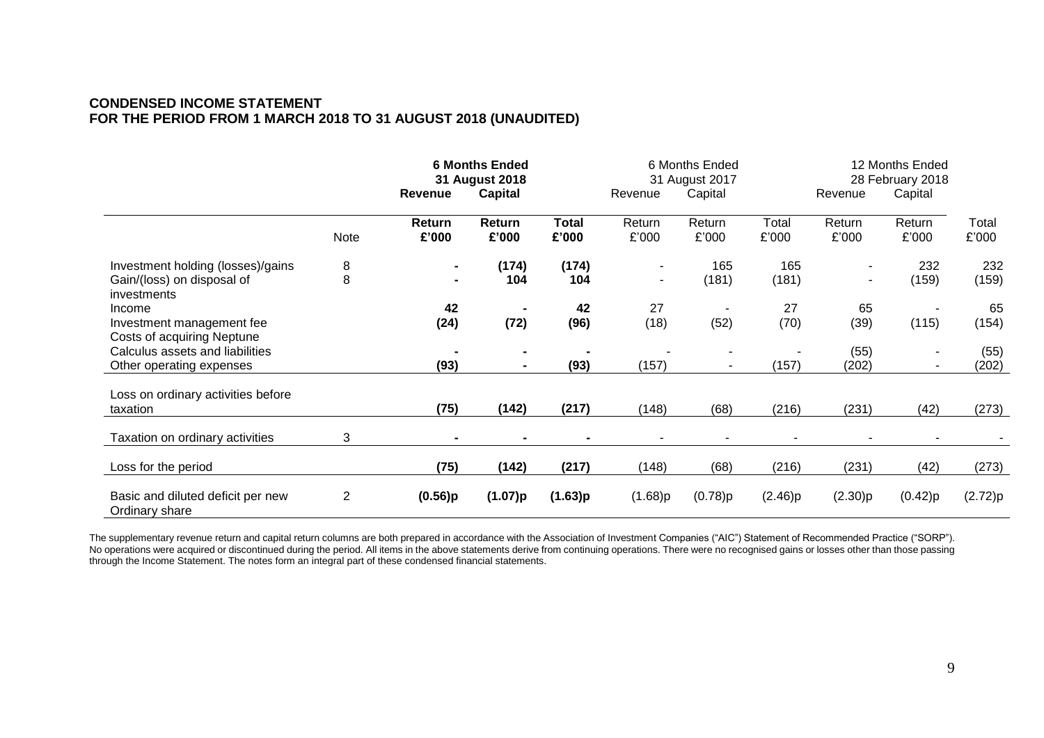**CONDENSED INCOME STATEMENT**
**FOR THE PERIOD FROM 1 MARCH 2018 TO 31 AUGUST 2018 (UNAUDITED)**

| | | **6 Months Ended 31 August 2018** | | | 6 Months Ended 31 August 2017 | | | 12 Months Ended 28 February 2018 | | |
|---|---|---|---|---|---|---|---|---|---|---|
| | | **Revenue** | **Capital** | | Revenue | Capital | | Revenue | Capital | |
| | Note | **Return £'000** | **Return £'000** | **Total £'000** | Return £'000 | Return £'000 | Total £'000 | Return £'000 | Return £'000 | Total £'000 |
| Investment holding (losses)/gains | 8 | **-** | **(174)** | **(174)** | - | 165 | 165 | - | 232 | 232 |
| Gain/(loss) on disposal of investments | 8 | **-** | **104** | **104** | - | (181) | (181) | - | (159) | (159) |
| Income | | **42** | **-** | **42** | 27 | - | 27 | 65 | - | 65 |
| Investment management fee | | **(24)** | **(72)** | **(96)** | (18) | (52) | (70) | (39) | (115) | (154) |
| Costs of acquiring Neptune Calculus assets and liabilities | | **-** | **-** | **-** | - | - | - | (55) | - | (55) |
| Other operating expenses | | **(93)** | **-** | **(93)** | (157) | - | (157) | (202) | - | (202) |
| Loss on ordinary activities before taxation | | **(75)** | **(142)** | **(217)** | (148) | (68) | (216) | (231) | (42) | (273) |
| Taxation on ordinary activities | 3 | **-** | **-** | **-** | - | - | - | - | - | - |
| Loss for the period | | **(75)** | **(142)** | **(217)** | (148) | (68) | (216) | (231) | (42) | (273) |
| Basic and diluted deficit per new Ordinary share | 2 | **(0.56)p** | **(1.07)p** | **(1.63)p** | (1.68)p | (0.78)p | (2.46)p | (2.30)p | (0.42)p | (2.72)p |

The supplementary revenue return and capital return columns are both prepared in accordance with the Association of Investment Companies ("AIC") Statement of Recommended Practice ("SORP"). No operations were acquired or discontinued during the period. All items in the above statements derive from continuing operations. There were no recognised gains or losses other than those passing through the Income Statement. The notes form an integral part of these condensed financial statements.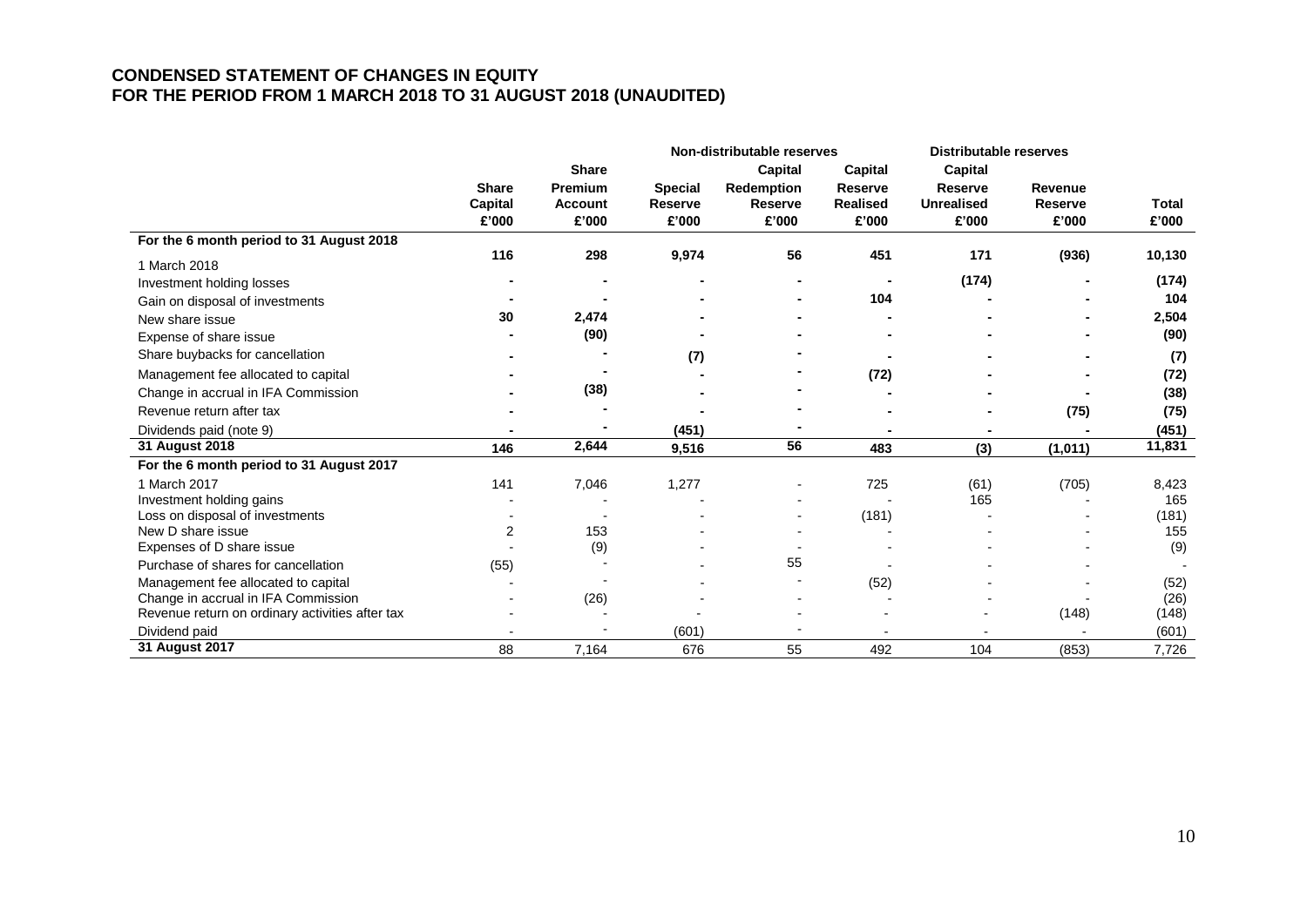# CONDENSED STATEMENT OF CHANGES IN EQUITY
# FOR THE PERIOD FROM 1 MARCH 2018 TO 31 AUGUST 2018 (UNAUDITED)

| | | | Non-distributable reserves | | | Distributable reserves | | |
|---|---|---|---|---|---|---|---|---|
| | Share Capital | Share Premium Account | Special Reserve | Capital Redemption Reserve | Capital Reserve Realised | Capital Reserve Unrealised | Revenue Reserve | Total |
| | £'000 | £'000 | £'000 | £'000 | £'000 | £'000 | £'000 | £'000 |
| **For the 6 month period to 31 August 2018** | | | | | | | | |
| 1 March 2018 | **116** | **298** | **9,974** | **56** | **451** | **171** | **(936)** | **10,130** |
| Investment holding losses | **-** | **-** | **-** | **-** | **-** | **(174)** | **-** | **(174)** |
| Gain on disposal of investments | **-** | **-** | **-** | **-** | **104** | **-** | **-** | **104** |
| New share issue | **30** | **2,474** | **-** | **-** | **-** | **-** | **-** | **2,504** |
| Expense of share issue | **-** | **(90)** | **-** | **-** | **-** | **-** | **-** | **(90)** |
| Share buybacks for cancellation | **-** | **-** | **(7)** | **-** | **-** | **-** | **-** | **(7)** |
| Management fee allocated to capital | **-** | **-** | **-** | **-** | **(72)** | **-** | **-** | **(72)** |
| Change in accrual in IFA Commission | **-** | **(38)** | **-** | **-** | **-** | **-** | **-** | **(38)** |
| Revenue return after tax | **-** | **-** | **-** | **-** | **-** | **-** | **(75)** | **(75)** |
| Dividends paid (note 9) | **-** | **-** | **(451)** | **-** | **-** | **-** | **-** | **(451)** |
| **31 August 2018** | **146** | **2,644** | **9,516** | **56** | **483** | **(3)** | **(1,011)** | **11,831** |
| **For the 6 month period to 31 August 2017** | | | | | | | | |
| 1 March 2017 | 141 | 7,046 | 1,277 | - | 725 | (61) | (705) | 8,423 |
| Investment holding gains | - | - | - | - | - | 165 | - | 165 |
| Loss on disposal of investments | - | - | - | - | (181) | - | - | (181) |
| New D share issue | 2 | 153 | - | - | - | - | - | 155 |
| Expenses of D share issue | - | (9) | - | - | - | - | - | (9) |
| Purchase of shares for cancellation | (55) | - | - | 55 | - | - | - | - |
| Management fee allocated to capital | - | - | - | - | (52) | - | - | (52) |
| Change in accrual in IFA Commission | - | (26) | - | - | - | - | - | (26) |
| Revenue return on ordinary activities after tax | - | - | - | - | - | - | (148) | (148) |
| Dividend paid | - | - | (601) | - | - | - | - | (601) |
| **31 August 2017** | 88 | 7,164 | 676 | 55 | 492 | 104 | (853) | 7,726 |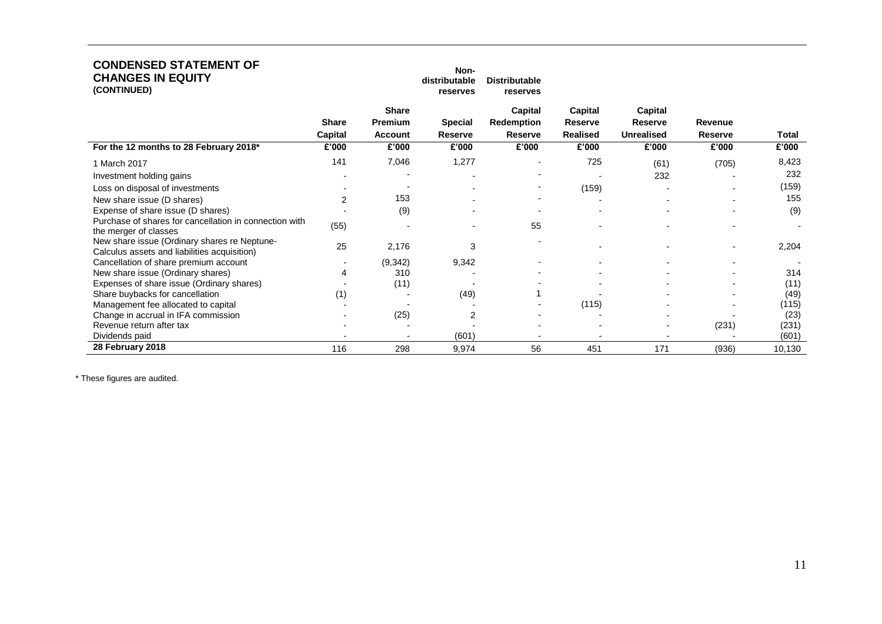## CONDENSED STATEMENT OF CHANGES IN EQUITY (CONTINUED)

| | | | Non-distributable reserves | Distributable reserves | | | | |
|---|---|---|---|---|---|---|---|---|
| | Share Capital | Share Premium Account | Special Reserve | Capital Redemption Reserve | Capital Reserve Realised | Capital Reserve Unrealised | Revenue Reserve | Total |
| **For the 12 months to 28 February 2018*** | **£'000** | **£'000** | **£'000** | **£'000** | **£'000** | **£'000** | **£'000** | **£'000** |
| 1 March 2017 | 141 | 7,046 | 1,277 | - | 725 | (61) | (705) | 8,423 |
| Investment holding gains | - | - | - | - | - | 232 | - | 232 |
| Loss on disposal of investments | - | - | - | - | (159) | - | - | (159) |
| New share issue (D shares) | 2 | 153 | - | - | - | - | - | 155 |
| Expense of share issue (D shares) | - | (9) | - | - | - | - | - | (9) |
| Purchase of shares for cancellation in connection with the merger of classes | (55) | - | - | 55 | - | - | - | - |
| New share issue (Ordinary shares re Neptune-Calculus assets and liabilities acquisition) | 25 | 2,176 | 3 | - | - | - | - | 2,204 |
| Cancellation of share premium account | - | (9,342) | 9,342 | - | - | - | - | - |
| New share issue (Ordinary shares) | 4 | 310 | - | - | - | - | - | 314 |
| Expenses of share issue (Ordinary shares) | - | (11) | - | - | - | - | - | (11) |
| Share buybacks for cancellation | (1) | - | (49) | 1 | - | - | - | (49) |
| Management fee allocated to capital | - | - | - | - | (115) | - | - | (115) |
| Change in accrual in IFA commission | - | (25) | 2 | - | - | - | - | (23) |
| Revenue return after tax | - | - | - | - | - | - | (231) | (231) |
| Dividends paid | - | - | (601) | - | - | - | - | (601) |
| **28 February 2018** | 116 | 298 | 9,974 | 56 | 451 | 171 | (936) | 10,130 |

* These figures are audited.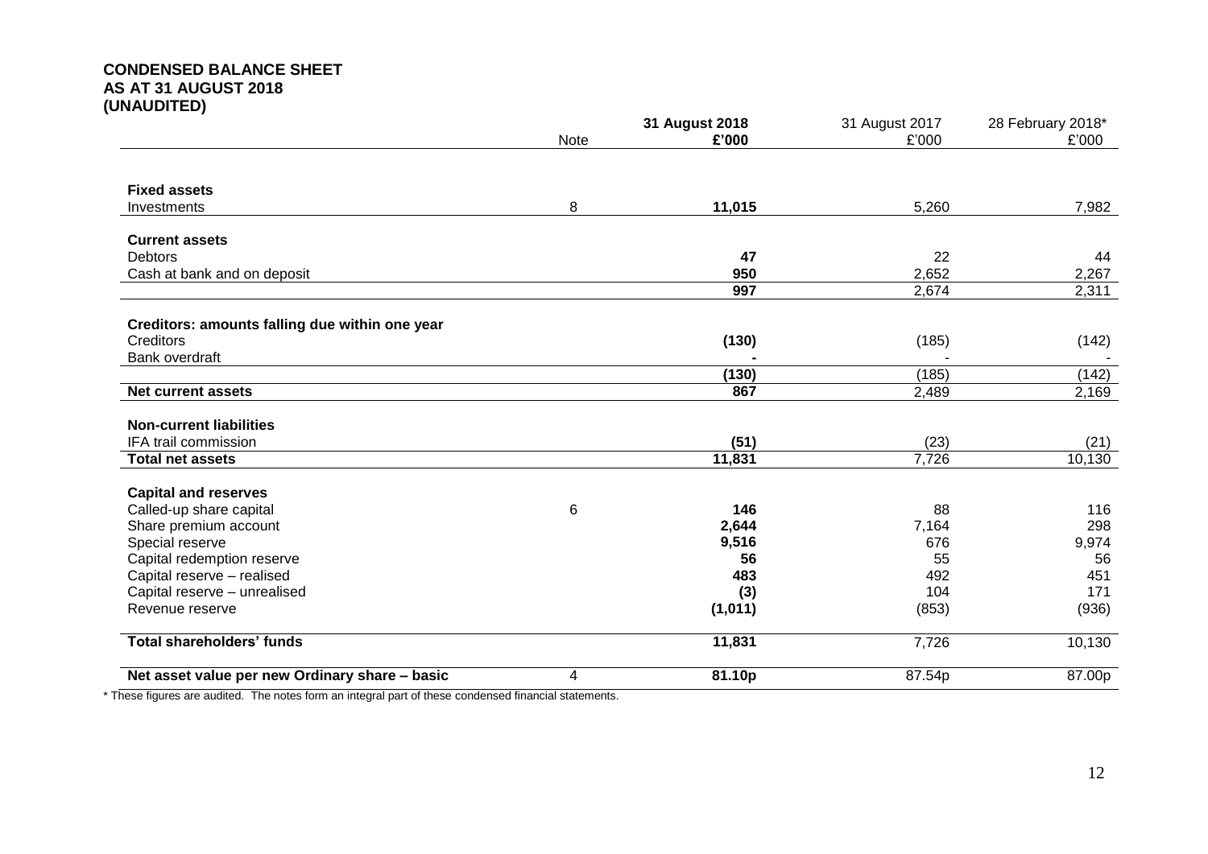**CONDENSED BALANCE SHEET**
**AS AT 31 AUGUST 2018**
**(UNAUDITED)**

| | Note | **31 August 2018 £'000** | 31 August 2017 £'000 | 28 February 2018* £'000 |
|---|---|---|---|---|
| **Fixed assets** | | | | |
| Investments | 8 | **11,015** | 5,260 | 7,982 |
| **Current assets** | | | | |
| Debtors | | **47** | 22 | 44 |
| Cash at bank and on deposit | | **950** | 2,652 | 2,267 |
| | | **997** | 2,674 | 2,311 |
| **Creditors: amounts falling due within one year** | | | | |
| Creditors | | **(130)** | (185) | (142) |
| Bank overdraft | | **-** | - | - |
| | | **(130)** | (185) | (142) |
| **Net current assets** | | **867** | 2,489 | 2,169 |
| **Non-current liabilities** | | | | |
| IFA trail commission | | **(51)** | (23) | (21) |
| **Total net assets** | | **11,831** | 7,726 | 10,130 |
| **Capital and reserves** | | | | |
| Called-up share capital | 6 | **146** | 88 | 116 |
| Share premium account | | **2,644** | 7,164 | 298 |
| Special reserve | | **9,516** | 676 | 9,974 |
| Capital redemption reserve | | **56** | 55 | 56 |
| Capital reserve – realised | | **483** | 492 | 451 |
| Capital reserve – unrealised | | **(3)** | 104 | 171 |
| Revenue reserve | | **(1,011)** | (853) | (936) |
| **Total shareholders' funds** | | **11,831** | 7,726 | 10,130 |
| **Net asset value per new Ordinary share – basic** | 4 | **81.10p** | 87.54p | 87.00p |

* These figures are audited. The notes form an integral part of these condensed financial statements.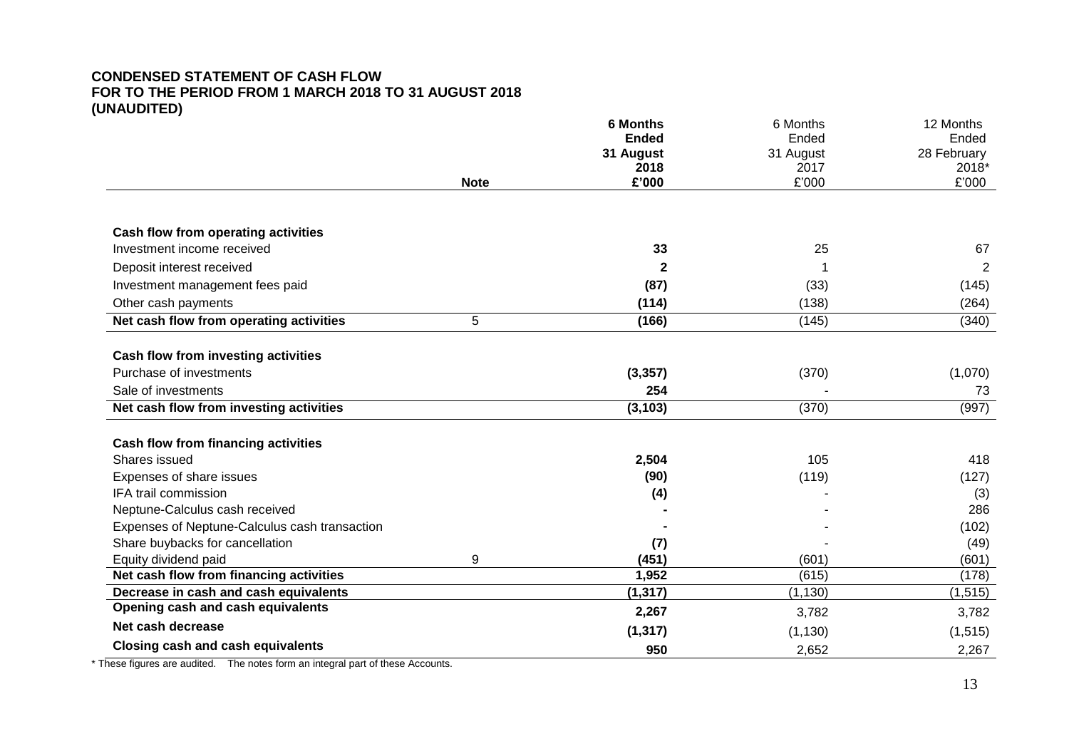**CONDENSED STATEMENT OF CASH FLOW**
**FOR TO THE PERIOD FROM 1 MARCH 2018 TO 31 AUGUST 2018**
**(UNAUDITED)**

| | Note | **6 Months Ended 31 August 2018 £'000** | 6 Months Ended 31 August 2017 £'000 | 12 Months Ended 28 February 2018* £'000 |
|---|---|---|---|---|
| **Cash flow from operating activities** | | | | |
| Investment income received | | **33** | 25 | 67 |
| Deposit interest received | | **2** | 1 | 2 |
| Investment management fees paid | | **(87)** | (33) | (145) |
| Other cash payments | | **(114)** | (138) | (264) |
| **Net cash flow from operating activities** | 5 | **(166)** | (145) | (340) |
| **Cash flow from investing activities** | | | | |
| Purchase of investments | | **(3,357)** | (370) | (1,070) |
| Sale of investments | | **254** | - | 73 |
| **Net cash flow from investing activities** | | **(3,103)** | (370) | (997) |
| **Cash flow from financing activities** | | | | |
| Shares issued | | **2,504** | 105 | 418 |
| Expenses of share issues | | **(90)** | (119) | (127) |
| IFA trail commission | | **(4)** | - | (3) |
| Neptune-Calculus cash received | | **-** | - | 286 |
| Expenses of Neptune-Calculus cash transaction | | **-** | - | (102) |
| Share buybacks for cancellation | | **(7)** | - | (49) |
| Equity dividend paid | 9 | **(451)** | (601) | (601) |
| **Net cash flow from financing activities** | | **1,952** | (615) | (178) |
| **Decrease in cash and cash equivalents** | | **(1,317)** | (1,130) | (1,515) |
| **Opening cash and cash equivalents** | | **2,267** | 3,782 | 3,782 |
| **Net cash decrease** | | **(1,317)** | (1,130) | (1,515) |
| **Closing cash and cash equivalents** | | **950** | 2,652 | 2,267 |

\* These figures are audited. The notes form an integral part of these Accounts.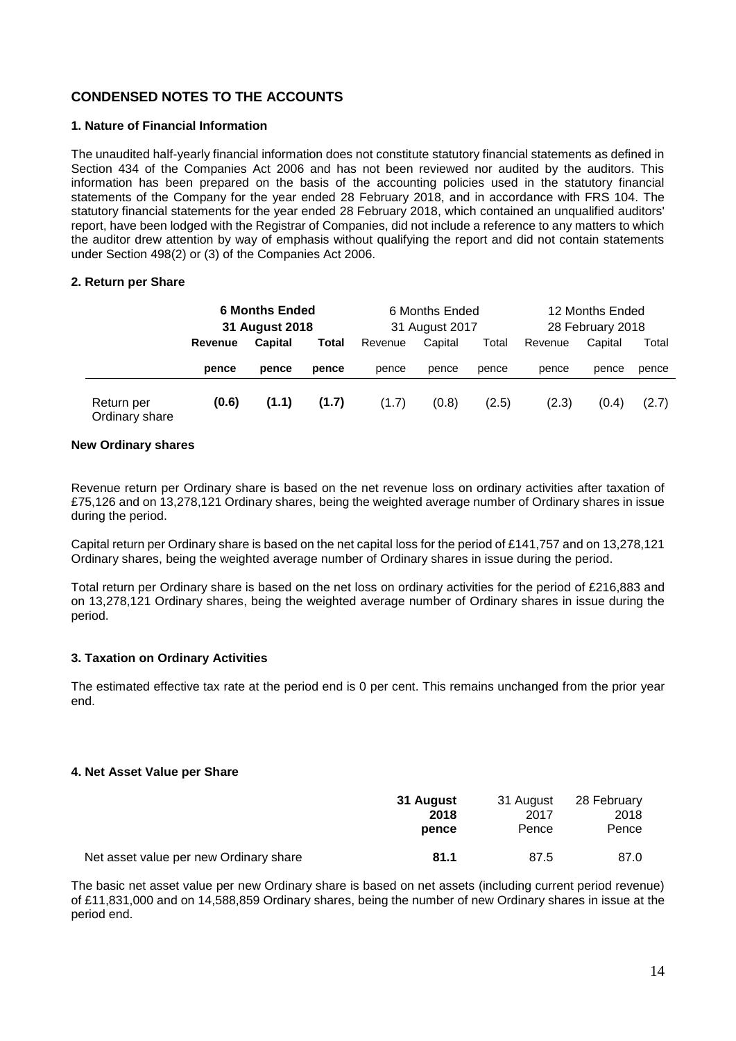## CONDENSED NOTES TO THE ACCOUNTS

### 1. Nature of Financial Information

The unaudited half-yearly financial information does not constitute statutory financial statements as defined in Section 434 of the Companies Act 2006 and has not been reviewed nor audited by the auditors. This information has been prepared on the basis of the accounting policies used in the statutory financial statements of the Company for the year ended 28 February 2018, and in accordance with FRS 104. The statutory financial statements for the year ended 28 February 2018, which contained an unqualified auditors' report, have been lodged with the Registrar of Companies, did not include a reference to any matters to which the auditor drew attention by way of emphasis without qualifying the report and did not contain statements under Section 498(2) or (3) of the Companies Act 2006.

### 2. Return per Share

| | **6 Months Ended 31 August 2018** | | | 6 Months Ended 31 August 2017 | | | 12 Months Ended 28 February 2018 | | |
|---|---|---|---|---|---|---|---|---|---|
| | **Revenue** | **Capital** | **Total** | Revenue | Capital | Total | Revenue | Capital | Total |
| | **pence** | **pence** | **pence** | pence | pence | pence | pence | pence | pence |
| Return per Ordinary share | **(0.6)** | **(1.1)** | **(1.7)** | (1.7) | (0.8) | (2.5) | (2.3) | (0.4) | (2.7) |

**New Ordinary shares**

Revenue return per Ordinary share is based on the net revenue loss on ordinary activities after taxation of £75,126 and on 13,278,121 Ordinary shares, being the weighted average number of Ordinary shares in issue during the period.

Capital return per Ordinary share is based on the net capital loss for the period of £141,757 and on 13,278,121 Ordinary shares, being the weighted average number of Ordinary shares in issue during the period.

Total return per Ordinary share is based on the net loss on ordinary activities for the period of £216,883 and on 13,278,121 Ordinary shares, being the weighted average number of Ordinary shares in issue during the period.

### 3. Taxation on Ordinary Activities

The estimated effective tax rate at the period end is 0 per cent. This remains unchanged from the prior year end.

### 4. Net Asset Value per Share

| | **31 August 2018 pence** | 31 August 2017 Pence | 28 February 2018 Pence |
|---|---|---|---|
| Net asset value per new Ordinary share | **81.1** | 87.5 | 87.0 |

The basic net asset value per new Ordinary share is based on net assets (including current period revenue) of £11,831,000 and on 14,588,859 Ordinary shares, being the number of new Ordinary shares in issue at the period end.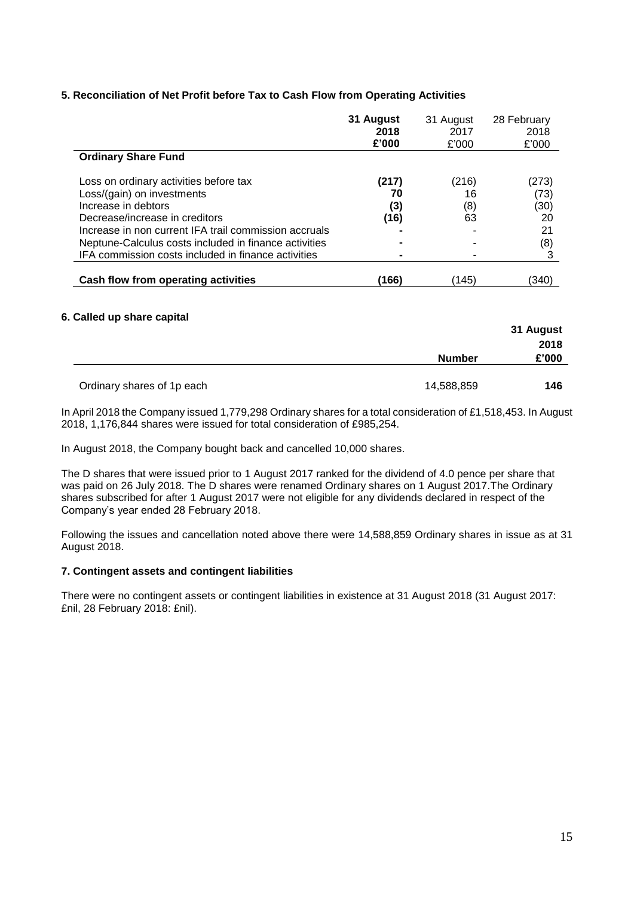### 5. Reconciliation of Net Profit before Tax to Cash Flow from Operating Activities

| | **31 August 2018 £'000** | 31 August 2017 £'000 | 28 February 2018 £'000 |
|---|---|---|---|
| **Ordinary Share Fund** | | | |
| Loss on ordinary activities before tax | **(217)** | (216) | (273) |
| Loss/(gain) on investments | **70** | 16 | (73) |
| Increase in debtors | **(3)** | (8) | (30) |
| Decrease/increase in creditors | **(16)** | 63 | 20 |
| Increase in non current IFA trail commission accruals | **-** | - | 21 |
| Neptune-Calculus costs included in finance activities | **-** | - | (8) |
| IFA commission costs included in finance activities | **-** | - | 3 |
| **Cash flow from operating activities** | **(166)** | (145) | (340) |

### 6. Called up share capital

| | Number | **31 August 2018 £'000** |
|---|---|---|
| Ordinary shares of 1p each | 14,588,859 | **146** |

In April 2018 the Company issued 1,779,298 Ordinary shares for a total consideration of £1,518,453. In August 2018, 1,176,844 shares were issued for total consideration of £985,254.

In August 2018, the Company bought back and cancelled 10,000 shares.

The D shares that were issued prior to 1 August 2017 ranked for the dividend of 4.0 pence per share that was paid on 26 July 2018. The D shares were renamed Ordinary shares on 1 August 2017.The Ordinary shares subscribed for after 1 August 2017 were not eligible for any dividends declared in respect of the Company's year ended 28 February 2018.

Following the issues and cancellation noted above there were 14,588,859 Ordinary shares in issue as at 31 August 2018.

### 7. Contingent assets and contingent liabilities

There were no contingent assets or contingent liabilities in existence at 31 August 2018 (31 August 2017: £nil, 28 February 2018: £nil).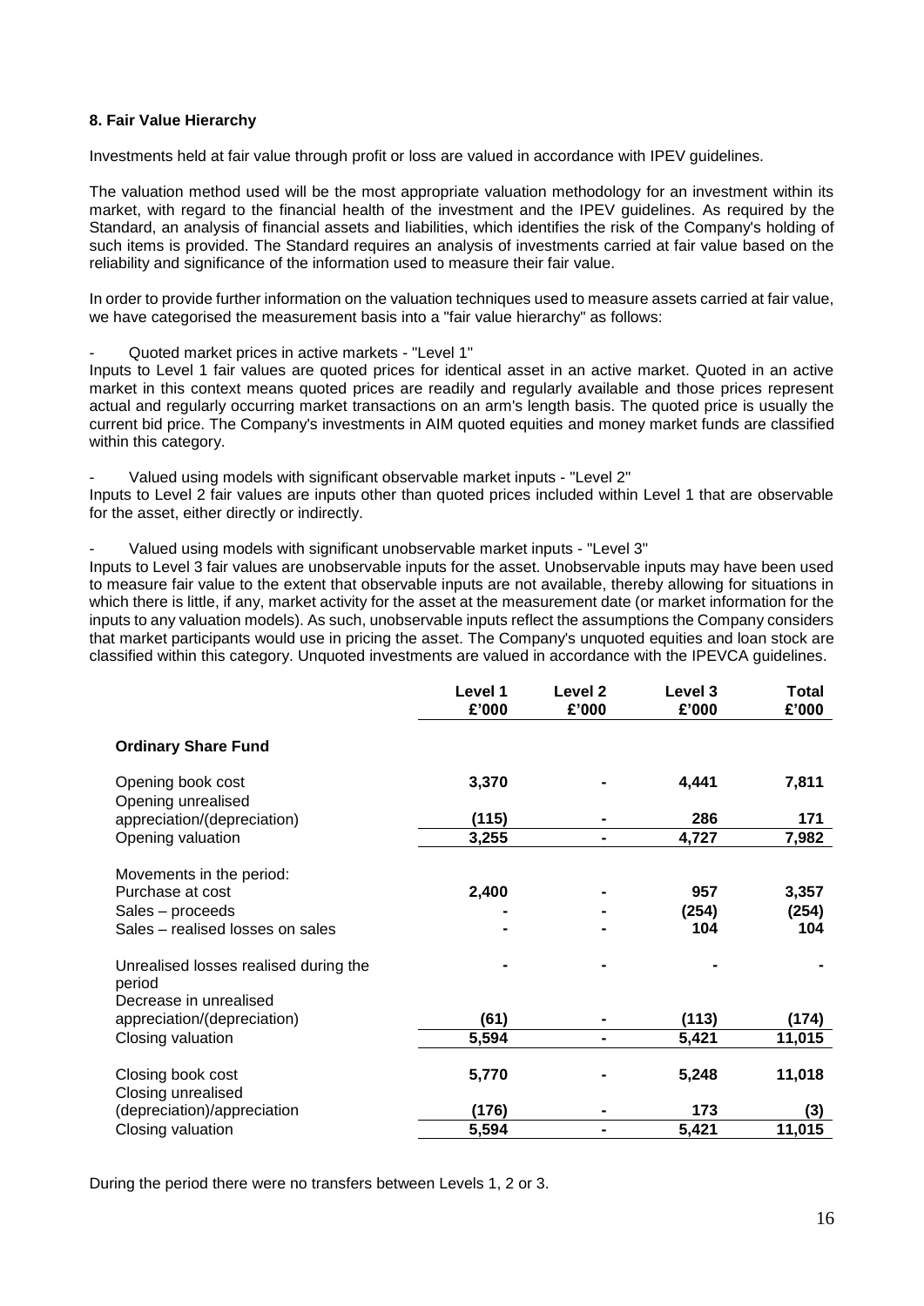### 8. Fair Value Hierarchy

Investments held at fair value through profit or loss are valued in accordance with IPEV guidelines.

The valuation method used will be the most appropriate valuation methodology for an investment within its market, with regard to the financial health of the investment and the IPEV guidelines. As required by the Standard, an analysis of financial assets and liabilities, which identifies the risk of the Company's holding of such items is provided. The Standard requires an analysis of investments carried at fair value based on the reliability and significance of the information used to measure their fair value.

In order to provide further information on the valuation techniques used to measure assets carried at fair value, we have categorised the measurement basis into a "fair value hierarchy" as follows:

- Quoted market prices in active markets - "Level 1"

Inputs to Level 1 fair values are quoted prices for identical asset in an active market. Quoted in an active market in this context means quoted prices are readily and regularly available and those prices represent actual and regularly occurring market transactions on an arm's length basis. The quoted price is usually the current bid price. The Company's investments in AIM quoted equities and money market funds are classified within this category.

- Valued using models with significant observable market inputs - "Level 2"

Inputs to Level 2 fair values are inputs other than quoted prices included within Level 1 that are observable for the asset, either directly or indirectly.

- Valued using models with significant unobservable market inputs - "Level 3"

Inputs to Level 3 fair values are unobservable inputs for the asset. Unobservable inputs may have been used to measure fair value to the extent that observable inputs are not available, thereby allowing for situations in which there is little, if any, market activity for the asset at the measurement date (or market information for the inputs to any valuation models). As such, unobservable inputs reflect the assumptions the Company considers that market participants would use in pricing the asset. The Company's unquoted equities and loan stock are classified within this category. Unquoted investments are valued in accordance with the IPEVCA guidelines.

| | Level 1 £'000 | Level 2 £'000 | Level 3 £'000 | Total £'000 |
|---|---|---|---|---|
| **Ordinary Share Fund** | | | | |
| Opening book cost | 3,370 | - | 4,441 | 7,811 |
| Opening unrealised appreciation/(depreciation) | (115) | - | 286 | 171 |
| Opening valuation | 3,255 | - | 4,727 | 7,982 |
| Movements in the period: | | | | |
| Purchase at cost | 2,400 | - | 957 | 3,357 |
| Sales – proceeds | - | - | (254) | (254) |
| Sales – realised losses on sales | - | - | 104 | 104 |
| Unrealised losses realised during the period | - | - | - | - |
| Decrease in unrealised appreciation/(depreciation) | (61) | - | (113) | (174) |
| Closing valuation | 5,594 | - | 5,421 | 11,015 |
| Closing book cost | 5,770 | - | 5,248 | 11,018 |
| Closing unrealised (depreciation)/appreciation | (176) | - | 173 | (3) |
| Closing valuation | 5,594 | - | 5,421 | 11,015 |

During the period there were no transfers between Levels 1, 2 or 3.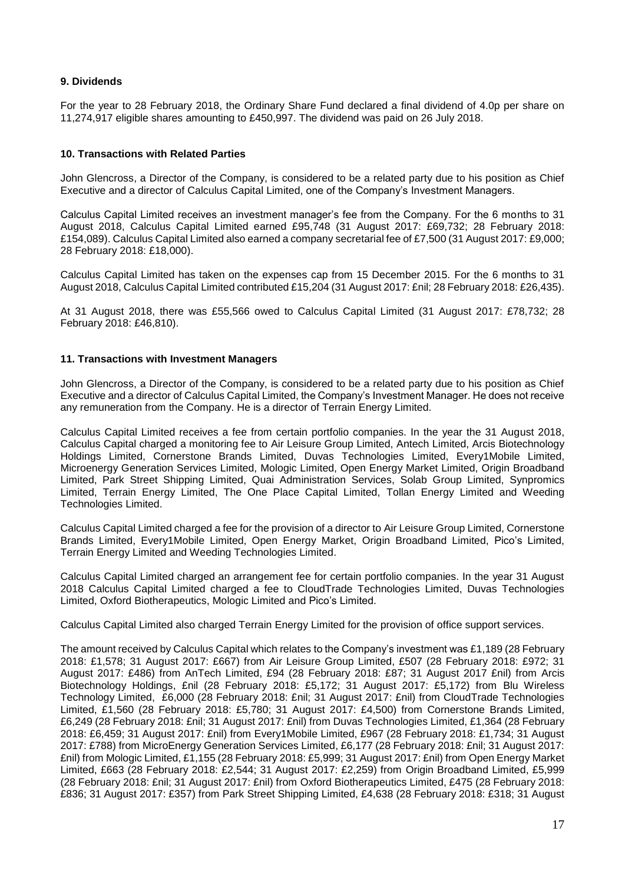**9. Dividends**

For the year to 28 February 2018, the Ordinary Share Fund declared a final dividend of 4.0p per share on 11,274,917 eligible shares amounting to £450,997. The dividend was paid on 26 July 2018.

**10. Transactions with Related Parties**

John Glencross, a Director of the Company, is considered to be a related party due to his position as Chief Executive and a director of Calculus Capital Limited, one of the Company's Investment Managers.

Calculus Capital Limited receives an investment manager's fee from the Company. For the 6 months to 31 August 2018, Calculus Capital Limited earned £95,748 (31 August 2017: £69,732; 28 February 2018: £154,089). Calculus Capital Limited also earned a company secretarial fee of £7,500 (31 August 2017: £9,000; 28 February 2018: £18,000).

Calculus Capital Limited has taken on the expenses cap from 15 December 2015. For the 6 months to 31 August 2018, Calculus Capital Limited contributed £15,204 (31 August 2017: £nil; 28 February 2018: £26,435).

At 31 August 2018, there was £55,566 owed to Calculus Capital Limited (31 August 2017: £78,732; 28 February 2018: £46,810).

**11. Transactions with Investment Managers**

John Glencross, a Director of the Company, is considered to be a related party due to his position as Chief Executive and a director of Calculus Capital Limited, the Company's Investment Manager. He does not receive any remuneration from the Company. He is a director of Terrain Energy Limited.

Calculus Capital Limited receives a fee from certain portfolio companies. In the year the 31 August 2018, Calculus Capital charged a monitoring fee to Air Leisure Group Limited, Antech Limited, Arcis Biotechnology Holdings Limited, Cornerstone Brands Limited, Duvas Technologies Limited, Every1Mobile Limited, Microenergy Generation Services Limited, Mologic Limited, Open Energy Market Limited, Origin Broadband Limited, Park Street Shipping Limited, Quai Administration Services, Solab Group Limited, Synpromics Limited, Terrain Energy Limited, The One Place Capital Limited, Tollan Energy Limited and Weeding Technologies Limited.

Calculus Capital Limited charged a fee for the provision of a director to Air Leisure Group Limited, Cornerstone Brands Limited, Every1Mobile Limited, Open Energy Market, Origin Broadband Limited, Pico's Limited, Terrain Energy Limited and Weeding Technologies Limited.

Calculus Capital Limited charged an arrangement fee for certain portfolio companies. In the year 31 August 2018 Calculus Capital Limited charged a fee to CloudTrade Technologies Limited, Duvas Technologies Limited, Oxford Biotherapeutics, Mologic Limited and Pico's Limited.

Calculus Capital Limited also charged Terrain Energy Limited for the provision of office support services.

The amount received by Calculus Capital which relates to the Company's investment was £1,189 (28 February 2018: £1,578; 31 August 2017: £667) from Air Leisure Group Limited, £507 (28 February 2018: £972; 31 August 2017: £486) from AnTech Limited, £94 (28 February 2018: £87; 31 August 2017 £nil) from Arcis Biotechnology Holdings, £nil (28 February 2018: £5,172; 31 August 2017: £5,172) from Blu Wireless Technology Limited, £6,000 (28 February 2018: £nil; 31 August 2017: £nil) from CloudTrade Technologies Limited, £1,560 (28 February 2018: £5,780; 31 August 2017: £4,500) from Cornerstone Brands Limited, £6,249 (28 February 2018: £nil; 31 August 2017: £nil) from Duvas Technologies Limited, £1,364 (28 February 2018: £6,459; 31 August 2017: £nil) from Every1Mobile Limited, £967 (28 February 2018: £1,734; 31 August 2017: £788) from MicroEnergy Generation Services Limited, £6,177 (28 February 2018: £nil; 31 August 2017: £nil) from Mologic Limited, £1,155 (28 February 2018: £5,999; 31 August 2017: £nil) from Open Energy Market Limited, £663 (28 February 2018: £2,544; 31 August 2017: £2,259) from Origin Broadband Limited, £5,999 (28 February 2018: £nil; 31 August 2017: £nil) from Oxford Biotherapeutics Limited, £475 (28 February 2018: £836; 31 August 2017: £357) from Park Street Shipping Limited, £4,638 (28 February 2018: £318; 31 August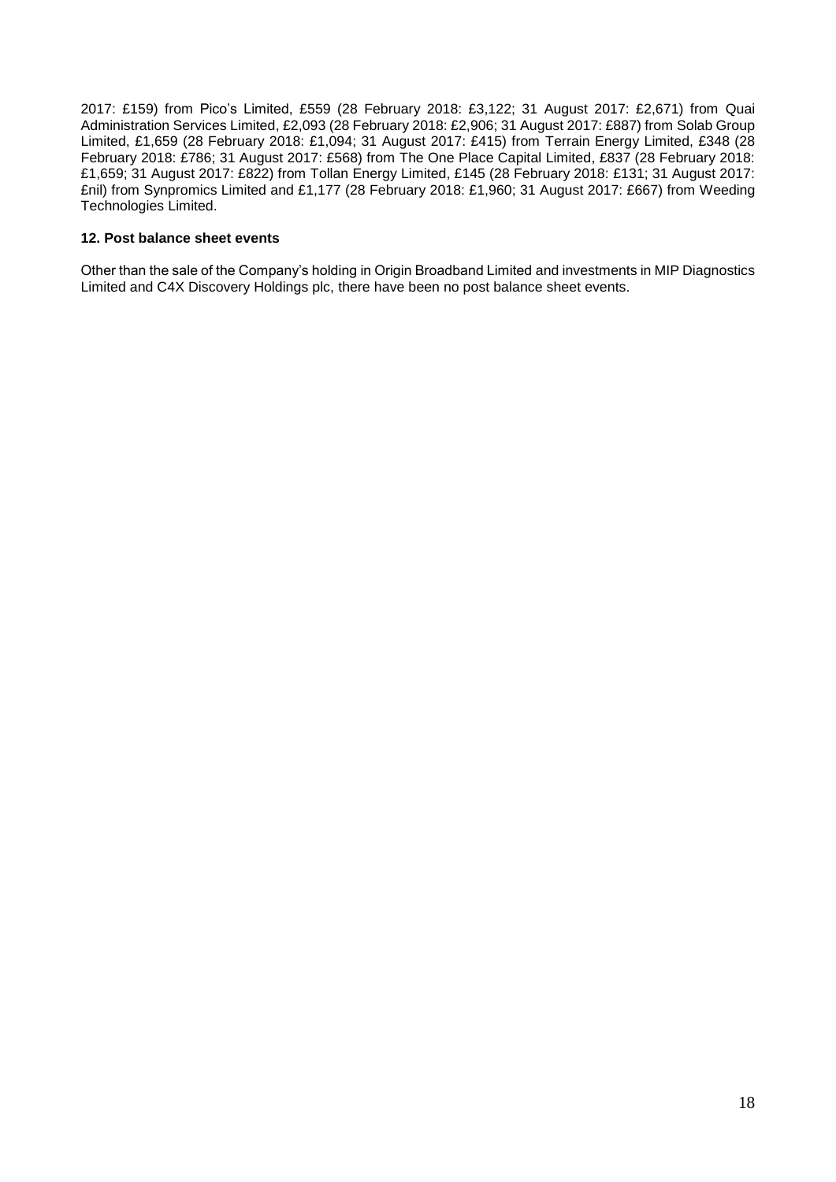2017: £159) from Pico's Limited, £559 (28 February 2018: £3,122; 31 August 2017: £2,671) from Quai Administration Services Limited, £2,093 (28 February 2018: £2,906; 31 August 2017: £887) from Solab Group Limited, £1,659 (28 February 2018: £1,094; 31 August 2017: £415) from Terrain Energy Limited, £348 (28 February 2018: £786; 31 August 2017: £568) from The One Place Capital Limited, £837 (28 February 2018: £1,659; 31 August 2017: £822) from Tollan Energy Limited, £145 (28 February 2018: £131; 31 August 2017: £nil) from Synpromics Limited and £1,177 (28 February 2018: £1,960; 31 August 2017: £667) from Weeding Technologies Limited.

**12. Post balance sheet events**

Other than the sale of the Company's holding in Origin Broadband Limited and investments in MIP Diagnostics Limited and C4X Discovery Holdings plc, there have been no post balance sheet events.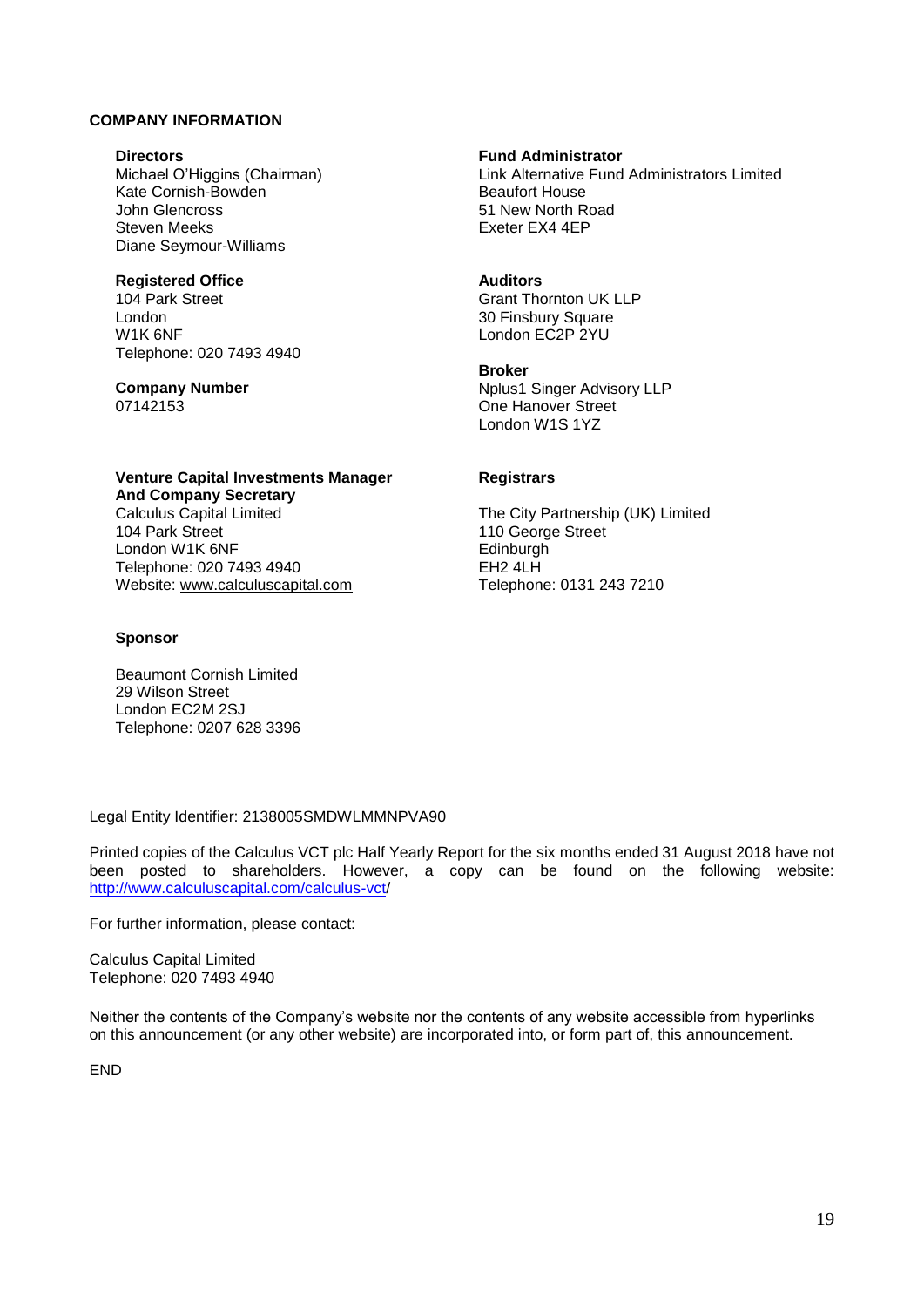## COMPANY INFORMATION

**Directors**
Michael O'Higgins (Chairman)
Kate Cornish-Bowden
John Glencross
Steven Meeks
Diane Seymour-Williams

**Registered Office**
104 Park Street
London
W1K 6NF
Telephone: 020 7493 4940

**Company Number**
07142153

**Venture Capital Investments Manager And Company Secretary**
Calculus Capital Limited
104 Park Street
London W1K 6NF
Telephone: 020 7493 4940
Website: www.calculuscapital.com

**Sponsor**

Beaumont Cornish Limited
29 Wilson Street
London EC2M 2SJ
Telephone: 0207 628 3396

**Fund Administrator**
Link Alternative Fund Administrators Limited
Beaufort House
51 New North Road
Exeter EX4 4EP

**Auditors**
Grant Thornton UK LLP
30 Finsbury Square
London EC2P 2YU

**Broker**
Nplus1 Singer Advisory LLP
One Hanover Street
London W1S 1YZ

**Registrars**

The City Partnership (UK) Limited
110 George Street
Edinburgh
EH2 4LH
Telephone: 0131 243 7210

Legal Entity Identifier: 2138005SMDWLMMNPVA90

Printed copies of the Calculus VCT plc Half Yearly Report for the six months ended 31 August 2018 have not been posted to shareholders. However, a copy can be found on the following website: http://www.calculuscapital.com/calculus-vct/

For further information, please contact:

Calculus Capital Limited
Telephone: 020 7493 4940

Neither the contents of the Company's website nor the contents of any website accessible from hyperlinks on this announcement (or any other website) are incorporated into, or form part of, this announcement.

END